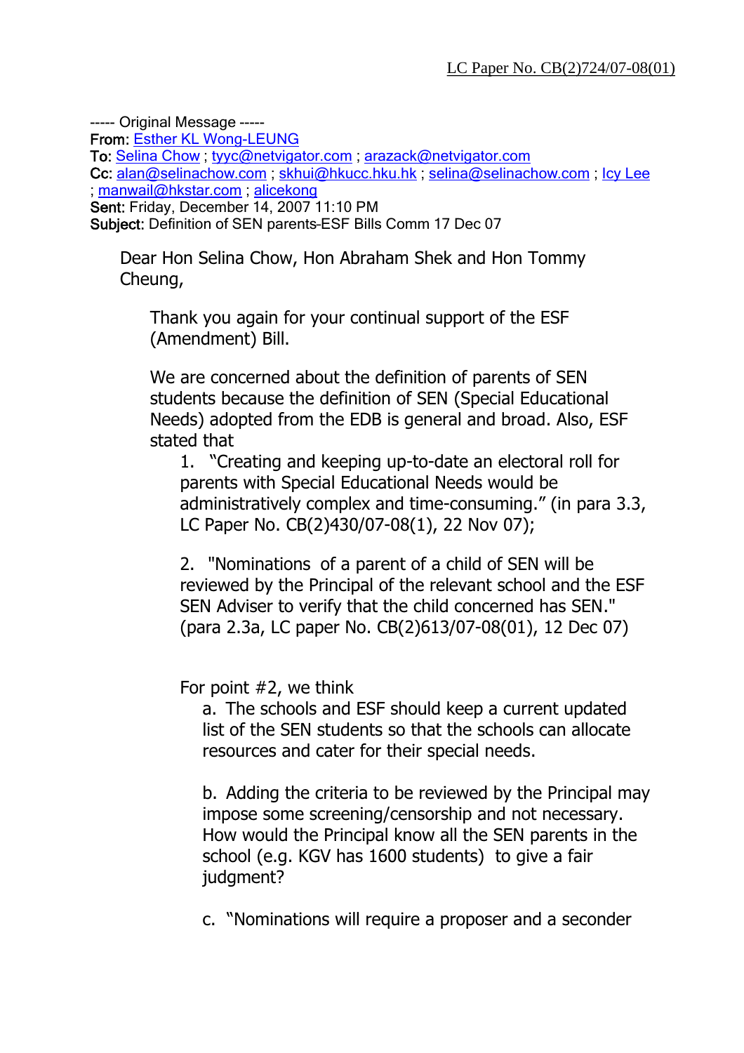LC Paper No. CB(2)724/07-08(01)

----- Original Message -----
**From:** Esther KL Wong-LEUNG
**To:** Selina Chow ; tyyc@netvigator.com ; arazack@netvigator.com
**Cc:** alan@selinachow.com ; skhui@hkucc.hku.hk ; selina@selinachow.com ; Icy Lee ; manwail@hkstar.com ; alicekong
**Sent:** Friday, December 14, 2007 11:10 PM
**Subject:** Definition of SEN parents-ESF Bills Comm 17 Dec 07

Dear Hon Selina Chow, Hon Abraham Shek and Hon Tommy Cheung,

Thank you again for your continual support of the ESF (Amendment) Bill.

We are concerned about the definition of parents of SEN students because the definition of SEN (Special Educational Needs) adopted from the EDB is general and broad. Also, ESF stated that

1. "Creating and keeping up-to-date an electoral roll for parents with Special Educational Needs would be administratively complex and time-consuming." (in para 3.3, LC Paper No. CB(2)430/07-08(1), 22 Nov 07);

2. "Nominations of a parent of a child of SEN will be reviewed by the Principal of the relevant school and the ESF SEN Adviser to verify that the child concerned has SEN." (para 2.3a, LC paper No. CB(2)613/07-08(01), 12 Dec 07)

For point #2, we think

a. The schools and ESF should keep a current updated list of the SEN students so that the schools can allocate resources and cater for their special needs.

b. Adding the criteria to be reviewed by the Principal may impose some screening/censorship and not necessary. How would the Principal know all the SEN parents in the school (e.g. KGV has 1600 students) to give a fair judgment?

c. "Nominations will require a proposer and a seconder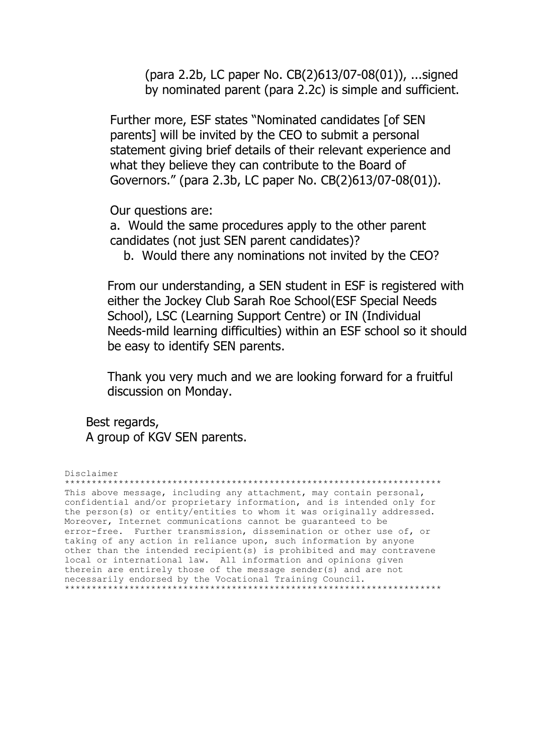(para 2.2b, LC paper No. CB(2)613/07-08(01)), ...signed by nominated parent (para 2.2c) is simple and sufficient.

Further more, ESF states "Nominated candidates [of SEN parents] will be invited by the CEO to submit a personal statement giving brief details of their relevant experience and what they believe they can contribute to the Board of Governors." (para 2.3b, LC paper No. CB(2)613/07-08(01)).

Our questions are:

a. Would the same procedures apply to the other parent candidates (not just SEN parent candidates)?

b. Would there any nominations not invited by the CEO?

From our understanding, a SEN student in ESF is registered with either the Jockey Club Sarah Roe School(ESF Special Needs School), LSC (Learning Support Centre) or IN (Individual Needs-mild learning difficulties) within an ESF school so it should be easy to identify SEN parents.

Thank you very much and we are looking forward for a fruitful discussion on Monday.

Best regards,
A group of KGV SEN parents.

```
Disclaimer
*********************************************************************
This above message, including any attachment, may contain personal,
confidential and/or proprietary information, and is intended only for
the person(s) or entity/entities to whom it was originally addressed.
Moreover, Internet communications cannot be guaranteed to be
error-free.  Further transmission, dissemination or other use of, or
taking of any action in reliance upon, such information by anyone
other than the intended recipient(s) is prohibited and may contravene
local or international law.  All information and opinions given
therein are entirely those of the message sender(s) and are not
necessarily endorsed by the Vocational Training Council.
*********************************************************************
```